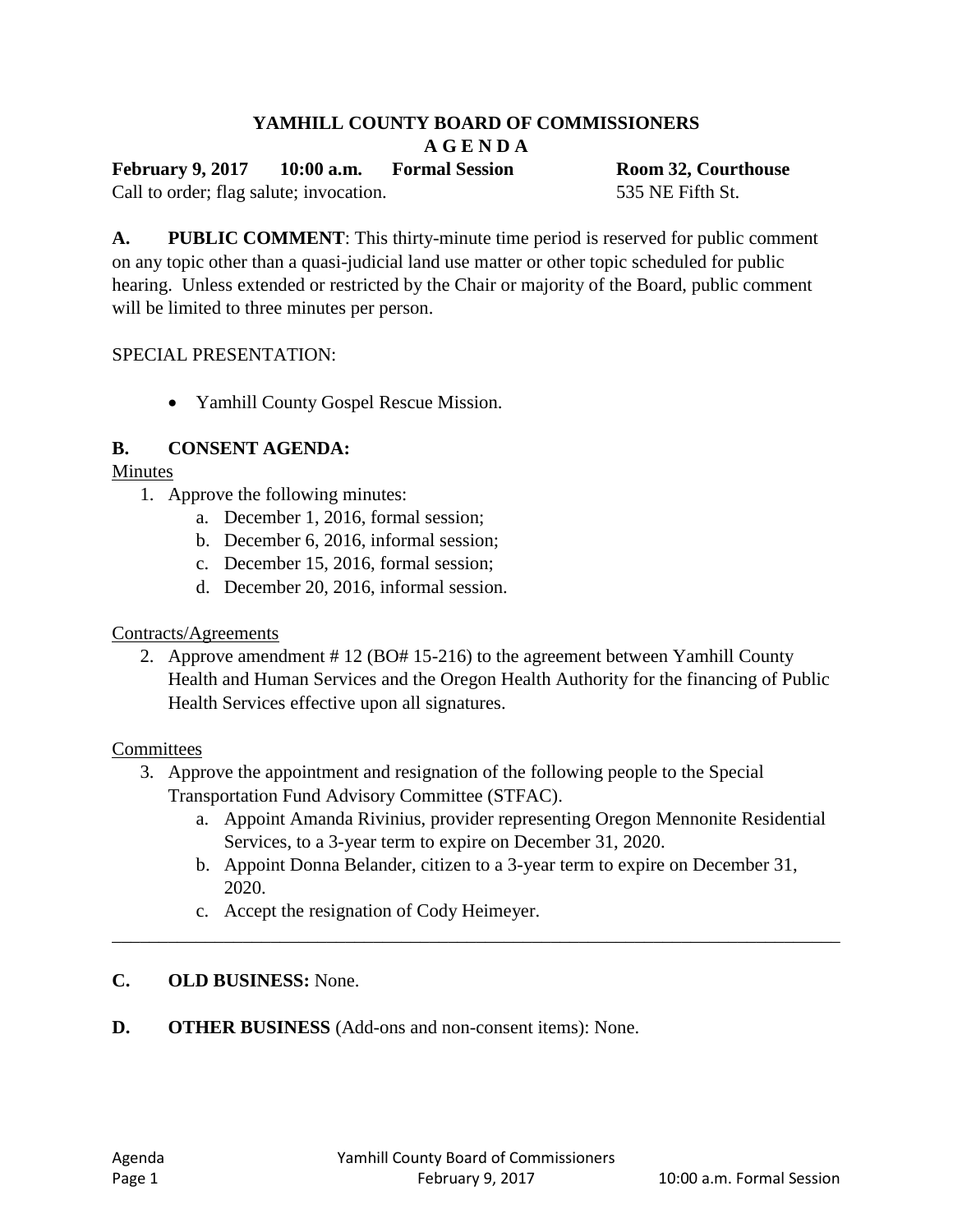# YAMHILL COUNTY BOARD OF COMMISSIONERS
## A G E N D A

**February 9, 2017 10:00 a.m. Formal Session Room 32, Courthouse**
Call to order; flag salute; invocation. 535 NE Fifth St.

**A. PUBLIC COMMENT**: This thirty-minute time period is reserved for public comment on any topic other than a quasi-judicial land use matter or other topic scheduled for public hearing. Unless extended or restricted by the Chair or majority of the Board, public comment will be limited to three minutes per person.

SPECIAL PRESENTATION:

- Yamhill County Gospel Rescue Mission.

**B. CONSENT AGENDA:**

Minutes

1. Approve the following minutes:
    a. December 1, 2016, formal session;
    b. December 6, 2016, informal session;
    c. December 15, 2016, formal session;
    d. December 20, 2016, informal session.

Contracts/Agreements

2. Approve amendment # 12 (BO# 15-216) to the agreement between Yamhill County Health and Human Services and the Oregon Health Authority for the financing of Public Health Services effective upon all signatures.

Committees

3. Approve the appointment and resignation of the following people to the Special Transportation Fund Advisory Committee (STFAC).
    a. Appoint Amanda Rivinius, provider representing Oregon Mennonite Residential Services, to a 3-year term to expire on December 31, 2020.
    b. Appoint Donna Belander, citizen to a 3-year term to expire on December 31, 2020.
    c. Accept the resignation of Cody Heimeyer.

---

**C. OLD BUSINESS:** None.

**D. OTHER BUSINESS** (Add-ons and non-consent items): None.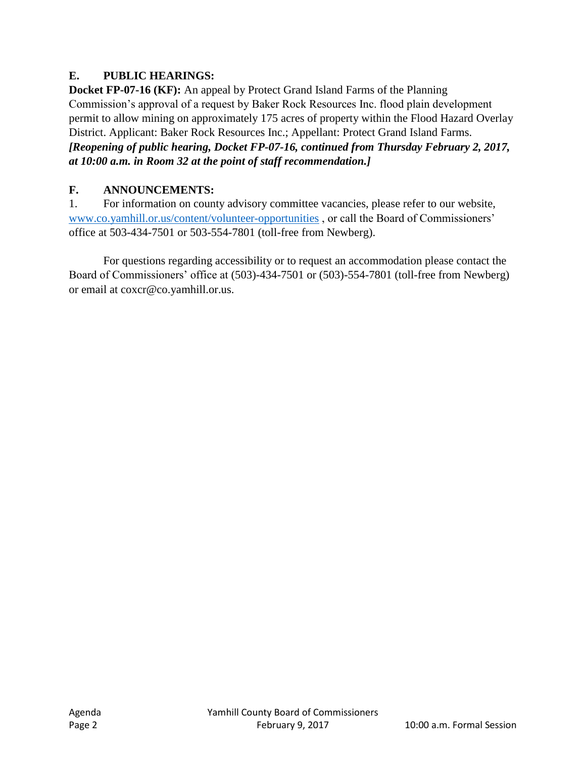## E. PUBLIC HEARINGS:

**Docket FP-07-16 (KF):** An appeal by Protect Grand Island Farms of the Planning Commission's approval of a request by Baker Rock Resources Inc. flood plain development permit to allow mining on approximately 175 acres of property within the Flood Hazard Overlay District. Applicant: Baker Rock Resources Inc.; Appellant: Protect Grand Island Farms.
***[Reopening of public hearing, Docket FP-07-16, continued from Thursday February 2, 2017, at 10:00 a.m. in Room 32 at the point of staff recommendation.]***

## F. ANNOUNCEMENTS:

1. For information on county advisory committee vacancies, please refer to our website, www.co.yamhill.or.us/content/volunteer-opportunities , or call the Board of Commissioners' office at 503-434-7501 or 503-554-7801 (toll-free from Newberg).

For questions regarding accessibility or to request an accommodation please contact the Board of Commissioners' office at (503)-434-7501 or (503)-554-7801 (toll-free from Newberg) or email at coxcr@co.yamhill.or.us.